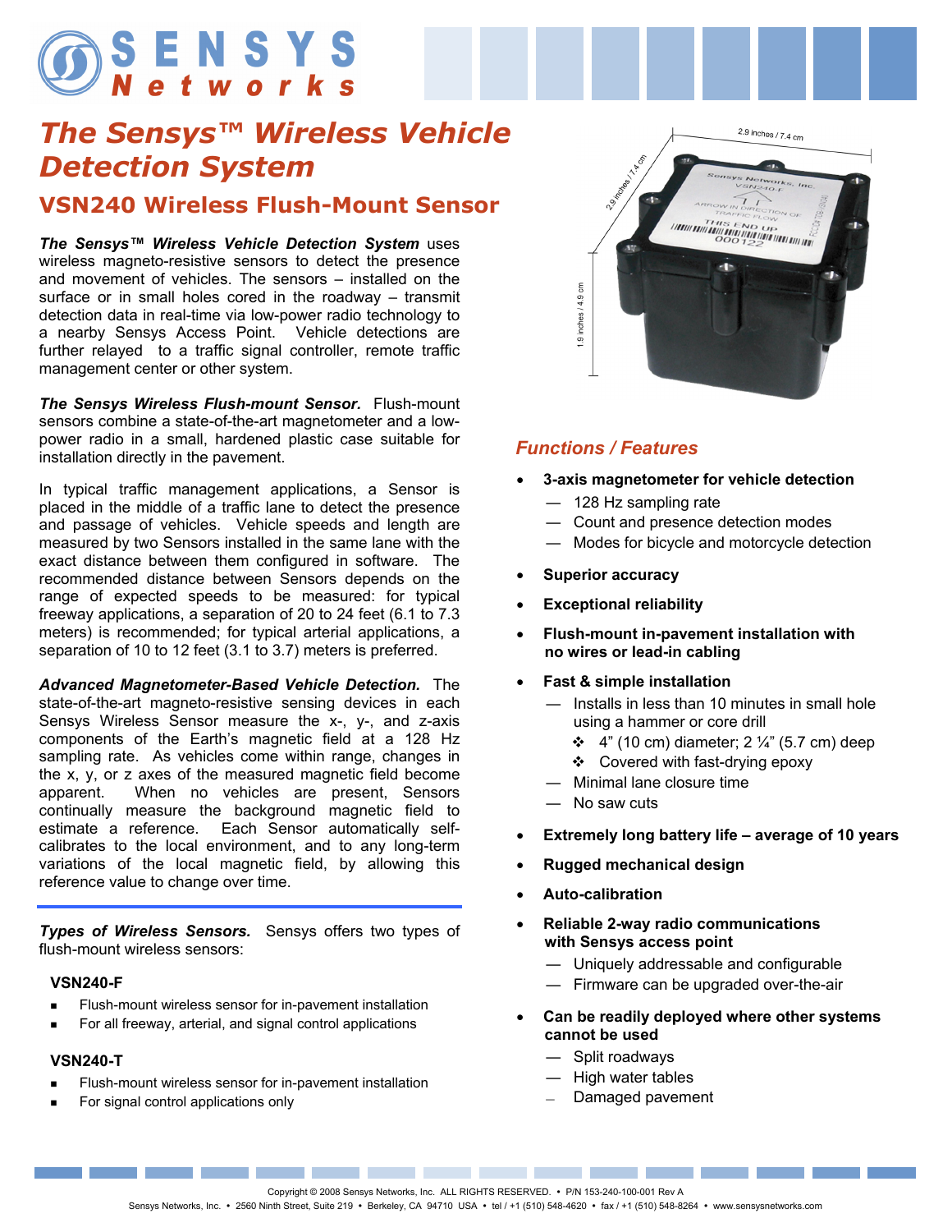# The Sensys™ Wireless Vehicle Detection System

## VSN240 Wireless Flush-Mount Sensor

***The Sensys™ Wireless Vehicle Detection System*** uses wireless magneto-resistive sensors to detect the presence and movement of vehicles. The sensors – installed on the surface or in small holes cored in the roadway – transmit detection data in real-time via low-power radio technology to a nearby Sensys Access Point. Vehicle detections are further relayed to a traffic signal controller, remote traffic management center or other system.

***The Sensys Wireless Flush-mount Sensor.*** Flush-mount sensors combine a state-of-the-art magnetometer and a low-power radio in a small, hardened plastic case suitable for installation directly in the pavement.

In typical traffic management applications, a Sensor is placed in the middle of a traffic lane to detect the presence and passage of vehicles. Vehicle speeds and length are measured by two Sensors installed in the same lane with the exact distance between them configured in software. The recommended distance between Sensors depends on the range of expected speeds to be measured: for typical freeway applications, a separation of 20 to 24 feet (6.1 to 7.3 meters) is recommended; for typical arterial applications, a separation of 10 to 12 feet (3.1 to 3.7) meters is preferred.

***Advanced Magnetometer-Based Vehicle Detection.*** The state-of-the-art magneto-resistive sensing devices in each Sensys Wireless Sensor measure the x-, y-, and z-axis components of the Earth's magnetic field at a 128 Hz sampling rate. As vehicles come within range, changes in the x, y, or z axes of the measured magnetic field become apparent. When no vehicles are present, Sensors continually measure the background magnetic field to estimate a reference. Each Sensor automatically self-calibrates to the local environment, and to any long-term variations of the local magnetic field, by allowing this reference value to change over time.

***Types of Wireless Sensors.*** Sensys offers two types of flush-mount wireless sensors:

**VSN240-F**

- Flush-mount wireless sensor for in-pavement installation
- For all freeway, arterial, and signal control applications

**VSN240-T**

- Flush-mount wireless sensor for in-pavement installation
- For signal control applications only

2.9 inches / 7.4 cm

2.9 inches / 7.4 cm

1.9 inches / 4.9 cm

### *Functions / Features*

- **3-axis magnetometer for vehicle detection**
  - 128 Hz sampling rate
  - Count and presence detection modes
  - Modes for bicycle and motorcycle detection
- **Superior accuracy**
- **Exceptional reliability**
- **Flush-mount in-pavement installation with no wires or lead-in cabling**
- **Fast & simple installation**
  - Installs in less than 10 minutes in small hole using a hammer or core drill
    - 4" (10 cm) diameter; 2 ¼" (5.7 cm) deep
    - Covered with fast-drying epoxy
  - Minimal lane closure time
  - No saw cuts
- **Extremely long battery life – average of 10 years**
- **Rugged mechanical design**
- **Auto-calibration**
- **Reliable 2-way radio communications with Sensys access point**
  - Uniquely addressable and configurable
  - Firmware can be upgraded over-the-air
- **Can be readily deployed where other systems cannot be used**
  - Split roadways
  - High water tables
  - Damaged pavement

Copyright © 2008 Sensys Networks, Inc. ALL RIGHTS RESERVED. • P/N 153-240-100-001 Rev A
Sensys Networks, Inc. • 2560 Ninth Street, Suite 219 • Berkeley, CA 94710 USA • tel / +1 (510) 548-4620 • fax / +1 (510) 548-8264 • www.sensysnetworks.com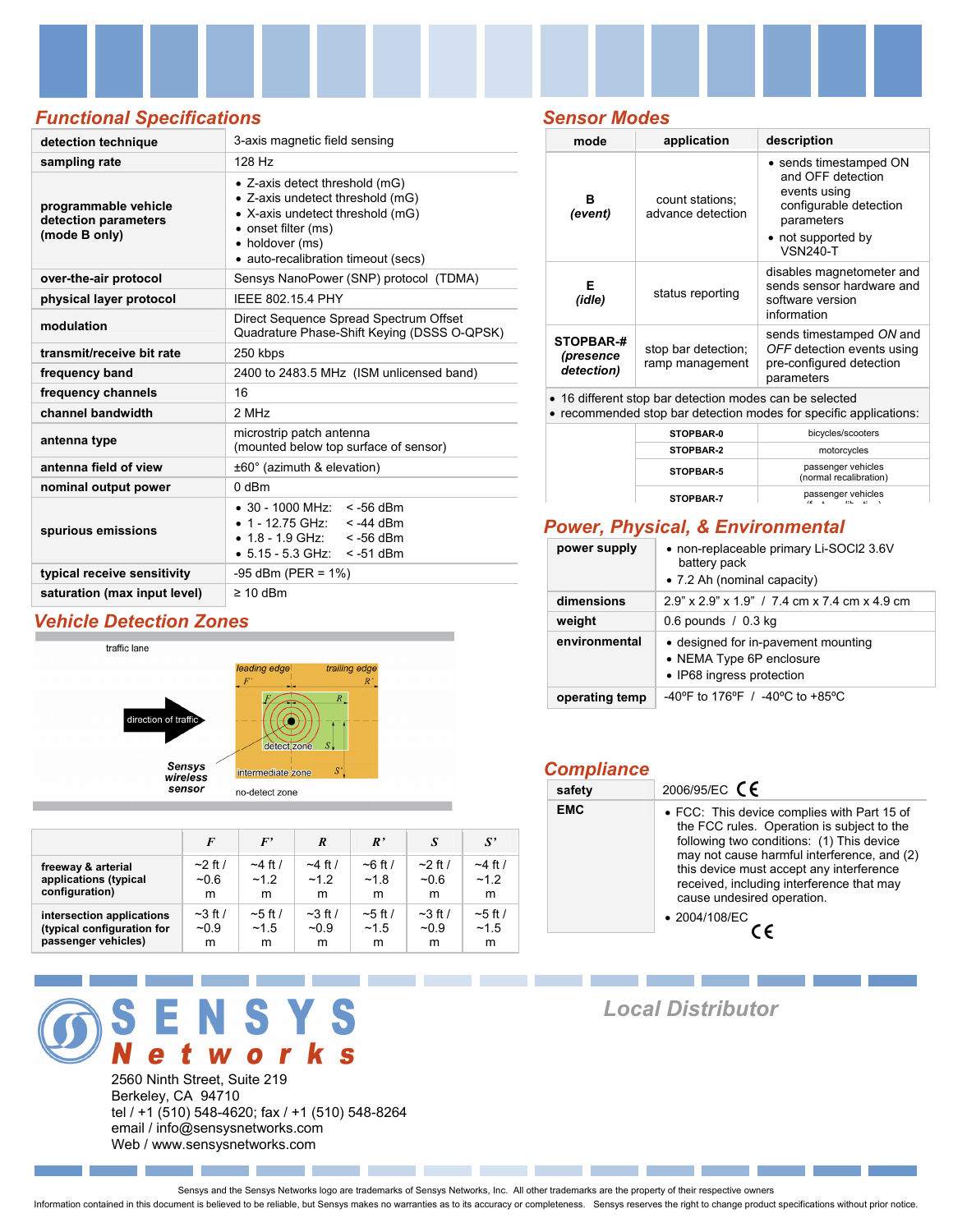## Functional Specifications

| | |
|---|---|
| **detection technique** | 3-axis magnetic field sensing |
| **sampling rate** | 128 Hz |
| **programmable vehicle detection parameters (mode B only)** | • Z-axis detect threshold (mG) • Z-axis undetect threshold (mG) • X-axis undetect threshold (mG) • onset filter (ms) • holdover (ms) • auto-recalibration timeout (secs) |
| **over-the-air protocol** | Sensys NanoPower (SNP) protocol (TDMA) |
| **physical layer protocol** | IEEE 802.15.4 PHY |
| **modulation** | Direct Sequence Spread Spectrum Offset Quadrature Phase-Shift Keying (DSSS O-QPSK) |
| **transmit/receive bit rate** | 250 kbps |
| **frequency band** | 2400 to 2483.5 MHz (ISM unlicensed band) |
| **frequency channels** | 16 |
| **channel bandwidth** | 2 MHz |
| **antenna type** | microstrip patch antenna (mounted below top surface of sensor) |
| **antenna field of view** | ±60° (azimuth & elevation) |
| **nominal output power** | 0 dBm |
| **spurious emissions** | • 30 - 1000 MHz: < -56 dBm • 1 - 12.75 GHz: < -44 dBm • 1.8 - 1.9 GHz: < -56 dBm • 5.15 - 5.3 GHz: < -51 dBm |
| **typical receive sensitivity** | -95 dBm (PER = 1%) |
| **saturation (max input level)** | ≥ 10 dBm |

## Vehicle Detection Zones

traffic lane

direction of traffic

leading edge F' trailing edge R'

F R

detect zone S

intermediate zone S'

Sensys wireless sensor

no-detect zone

| | F | F' | R | R' | S | S' |
|---|---|---|---|---|---|---|
| **freeway & arterial applications (typical configuration)** | ~2 ft / ~0.6 m | ~4 ft / ~1.2 m | ~4 ft / ~1.2 m | ~6 ft / ~1.8 m | ~2 ft / ~0.6 m | ~4 ft / ~1.2 m |
| **intersection applications (typical configuration for passenger vehicles)** | ~3 ft / ~0.9 m | ~5 ft / ~1.5 m | ~3 ft / ~0.9 m | ~5 ft / ~1.5 m | ~3 ft / ~0.9 m | ~5 ft / ~1.5 m |

## Sensor Modes

| mode | application | description |
|---|---|---|
| **B** *(event)* | count stations; advance detection | • sends timestamped ON and OFF detection events using configurable detection parameters • not supported by VSN240-T |
| **E** *(idle)* | status reporting | disables magnetometer and sends sensor hardware and software version information |
| **STOPBAR-#** *(presence detection)* | stop bar detection; ramp management | sends timestamped *ON* and *OFF* detection events using pre-configured detection parameters |

- 16 different stop bar detection modes can be selected
- recommended stop bar detection modes for specific applications:

| | |
|---|---|
| STOPBAR-0 | bicycles/scooters |
| STOPBAR-2 | motorcycles |
| STOPBAR-5 | passenger vehicles (normal recalibration) |
| STOPBAR-7 | passenger vehicles |

## Power, Physical, & Environmental

| | |
|---|---|
| **power supply** | • non-replaceable primary Li-SOCl2 3.6V battery pack • 7.2 Ah (nominal capacity) |
| **dimensions** | 2.9" x 2.9" x 1.9" / 7.4 cm x 7.4 cm x 4.9 cm |
| **weight** | 0.6 pounds / 0.3 kg |
| **environmental** | • designed for in-pavement mounting • NEMA Type 6P enclosure • IP68 ingress protection |
| **operating temp** | -40ºF to 176ºF / -40ºC to +85ºC |

## Compliance

| | |
|---|---|
| **safety** | 2006/95/EC CE |
| **EMC** | • FCC: This device complies with Part 15 of the FCC rules. Operation is subject to the following two conditions: (1) This device may not cause harmful interference, and (2) this device must accept any interference received, including interference that may cause undesired operation. • 2004/108/EC CE |

**SENSYS Networks**

2560 Ninth Street, Suite 219
Berkeley, CA 94710
tel / +1 (510) 548-4620; fax / +1 (510) 548-8264
email / info@sensysnetworks.com
Web / www.sensysnetworks.com

**Local Distributor**

Sensys and the Sensys Networks logo are trademarks of Sensys Networks, Inc. All other trademarks are the property of their respective owners

Information contained in this document is believed to be reliable, but Sensys makes no warranties as to its accuracy or completeness. Sensys reserves the right to change product specifications without prior notice.